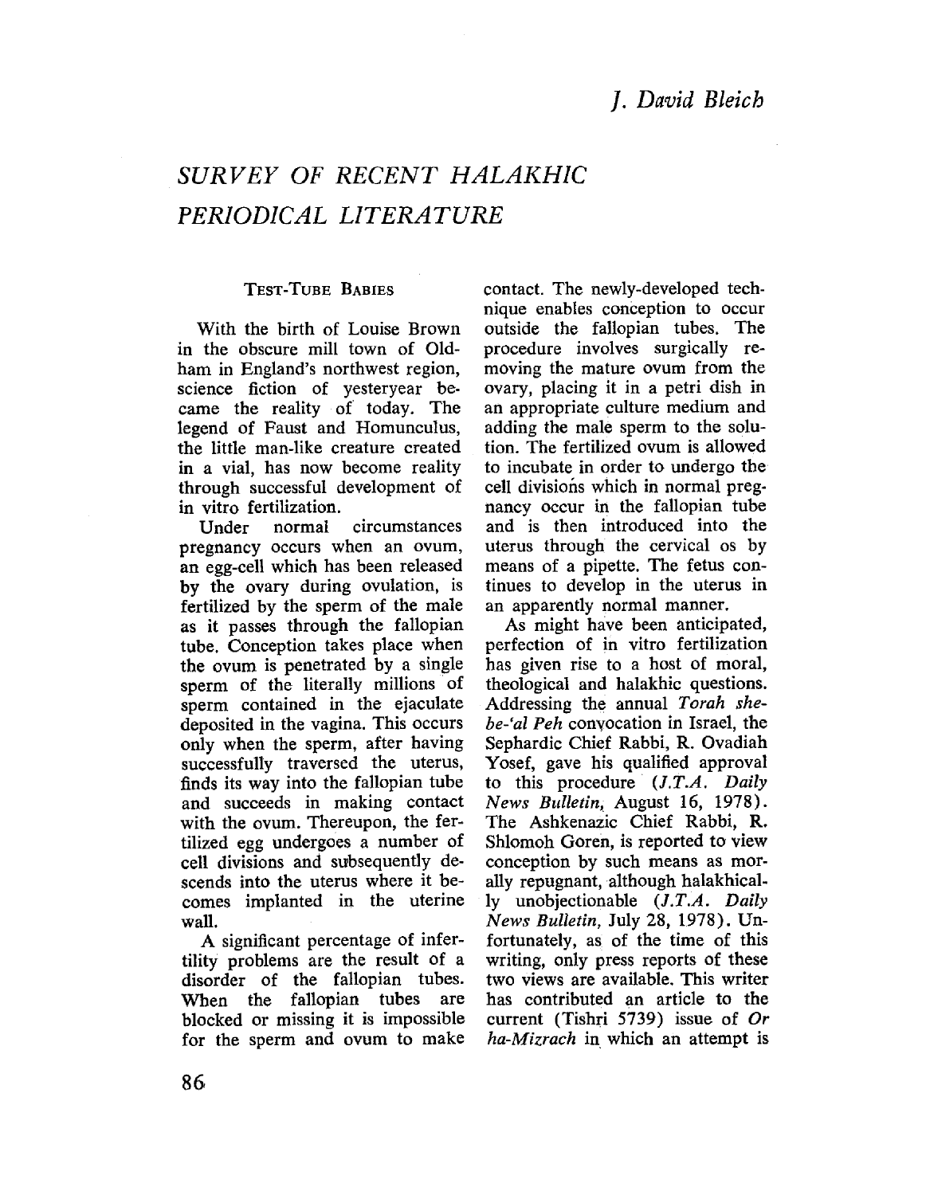*J. David Bleich*

# SURVEY OF RECENT HALAKHIC PERIODICAL LITERATURE

## Test-Tube Babies

With the birth of Louise Brown in the obscure mill town of Oldham in England's northwest region, science fiction of yesteryear became the reality of today. The legend of Faust and Homunculus, the little man-like creature created in a vial, has now become reality through successful development of in vitro fertilization.

Under normal circumstances pregnancy occurs when an ovum, an egg-cell which has been released by the ovary during ovulation, is fertilized by the sperm of the male as it passes through the fallopian tube. Conception takes place when the ovum is penetrated by a single sperm of the literally millions of sperm contained in the ejaculate deposited in the vagina. This occurs only when the sperm, after having successfully traversed the uterus, finds its way into the fallopian tube and succeeds in making contact with the ovum. Thereupon, the fertilized egg undergoes a number of cell divisions and subsequently descends into the uterus where it becomes implanted in the uterine wall.

A significant percentage of infertility problems are the result of a disorder of the fallopian tubes. When the fallopian tubes are blocked or missing it is impossible for the sperm and ovum to make contact. The newly-developed technique enables conception to occur outside the fallopian tubes. The procedure involves surgically removing the mature ovum from the ovary, placing it in a petri dish in an appropriate culture medium and adding the male sperm to the solution. The fertilized ovum is allowed to incubate in order to undergo the cell divisions which in normal pregnancy occur in the fallopian tube and is then introduced into the uterus through the cervical os by means of a pipette. The fetus continues to develop in the uterus in an apparently normal manner.

As might have been anticipated, perfection of in vitro fertilization has given rise to a host of moral, theological and halakhic questions. Addressing the annual *Torah she-be-'al Peh* convocation in Israel, the Sephardic Chief Rabbi, R. Ovadiah Yosef, gave his qualified approval to this procedure (*J.T.A. Daily News Bulletin*, August 16, 1978). The Ashkenazic Chief Rabbi, R. Shlomoh Goren, is reported to view conception by such means as morally repugnant, although halakhically unobjectionable (*J.T.A. Daily News Bulletin*, July 28, 1978). Unfortunately, as of the time of this writing, only press reports of these two views are available. This writer has contributed an article to the current (Tishri 5739) issue of *Or ha-Mizrach* in which an attempt is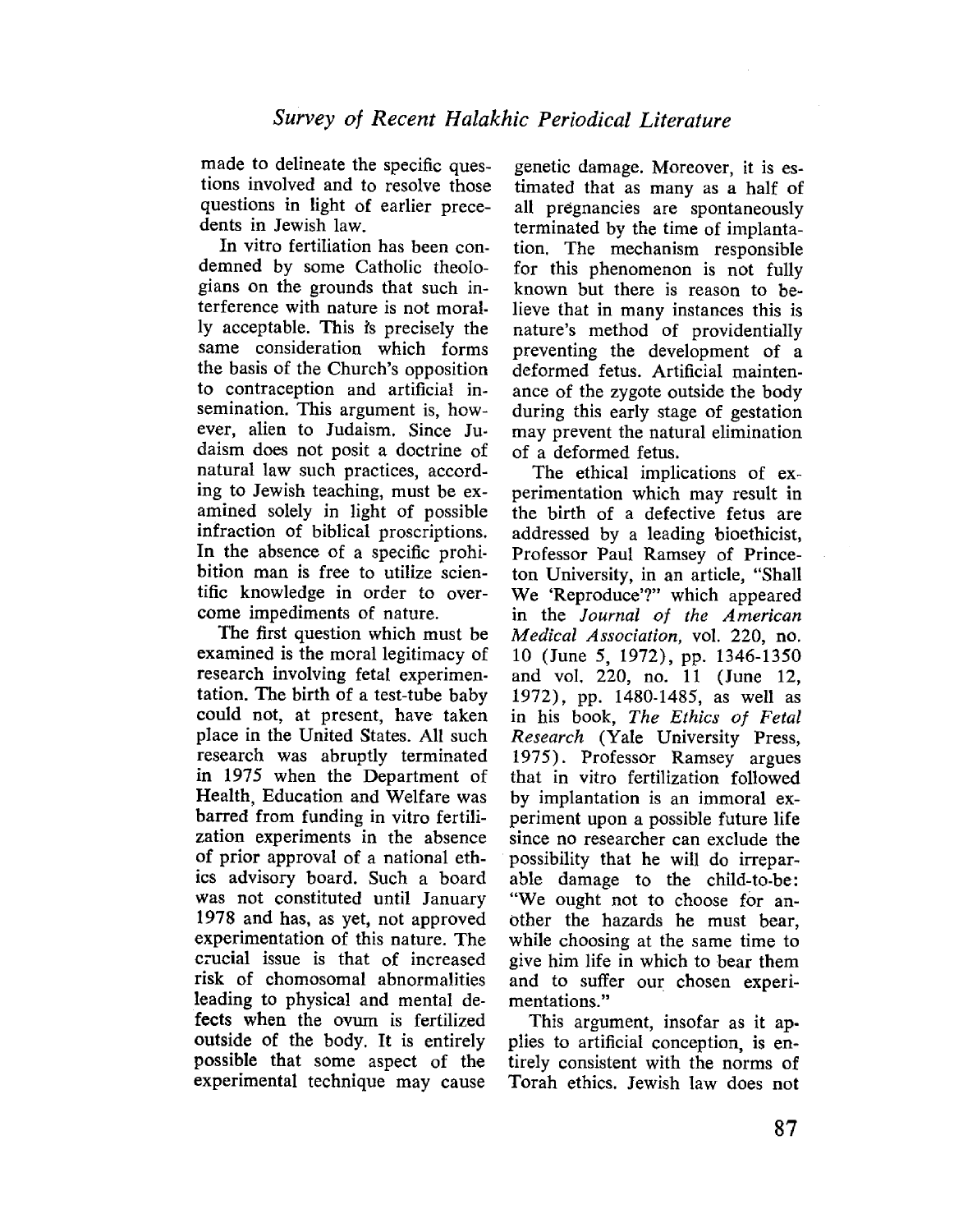made to delineate the specific questions involved and to resolve those questions in light of earlier precedents in Jewish law.

In vitro fertiliation has been condemned by some Catholic theologians on the grounds that such interference with nature is not morally acceptable. This is precisely the same consideration which forms the basis of the Church's opposition to contraception and artificial insemination. This argument is, however, alien to Judaism. Since Judaism does not posit a doctrine of natural law such practices, according to Jewish teaching, must be examined solely in light of possible infraction of biblical proscriptions. In the absence of a specific prohibition man is free to utilize scientific knowledge in order to overcome impediments of nature.

The first question which must be examined is the moral legitimacy of research involving fetal experimentation. The birth of a test-tube baby could not, at present, have taken place in the United States. All such research was abruptly terminated in 1975 when the Department of Health, Education and Welfare was barred from funding in vitro fertilization experiments in the absence of prior approval of a national ethics advisory board. Such a board was not constituted until January 1978 and has, as yet, not approved experimentation of this nature. The crucial issue is that of increased risk of chomosomal abnormalities leading to physical and mental defects when the ovum is fertilized outside of the body. It is entirely possible that some aspect of the experimental technique may cause genetic damage. Moreover, it is estimated that as many as a half of all pregnancies are spontaneously terminated by the time of implantation. The mechanism responsible for this phenomenon is not fully known but there is reason to believe that in many instances this is nature's method of providentially preventing the development of a deformed fetus. Artificial maintenance of the zygote outside the body during this early stage of gestation may prevent the natural elimination of a deformed fetus.

The ethical implications of experimentation which may result in the birth of a defective fetus are addressed by a leading bioethicist, Professor Paul Ramsey of Princeton University, in an article, "Shall We 'Reproduce'?" which appeared in the *Journal of the American Medical Association*, vol. 220, no. 10 (June 5, 1972), pp. 1346-1350 and vol. 220, no. 11 (June 12, 1972), pp. 1480-1485, as well as in his book, *The Ethics of Fetal Research* (Yale University Press, 1975). Professor Ramsey argues that in vitro fertilization followed by implantation is an immoral experiment upon a possible future life since no researcher can exclude the possibility that he will do irreparable damage to the child-to-be: "We ought not to choose for another the hazards he must bear, while choosing at the same time to give him life in which to bear them and to suffer our chosen experimentations."

This argument, insofar as it applies to artificial conception, is entirely consistent with the norms of Torah ethics. Jewish law does not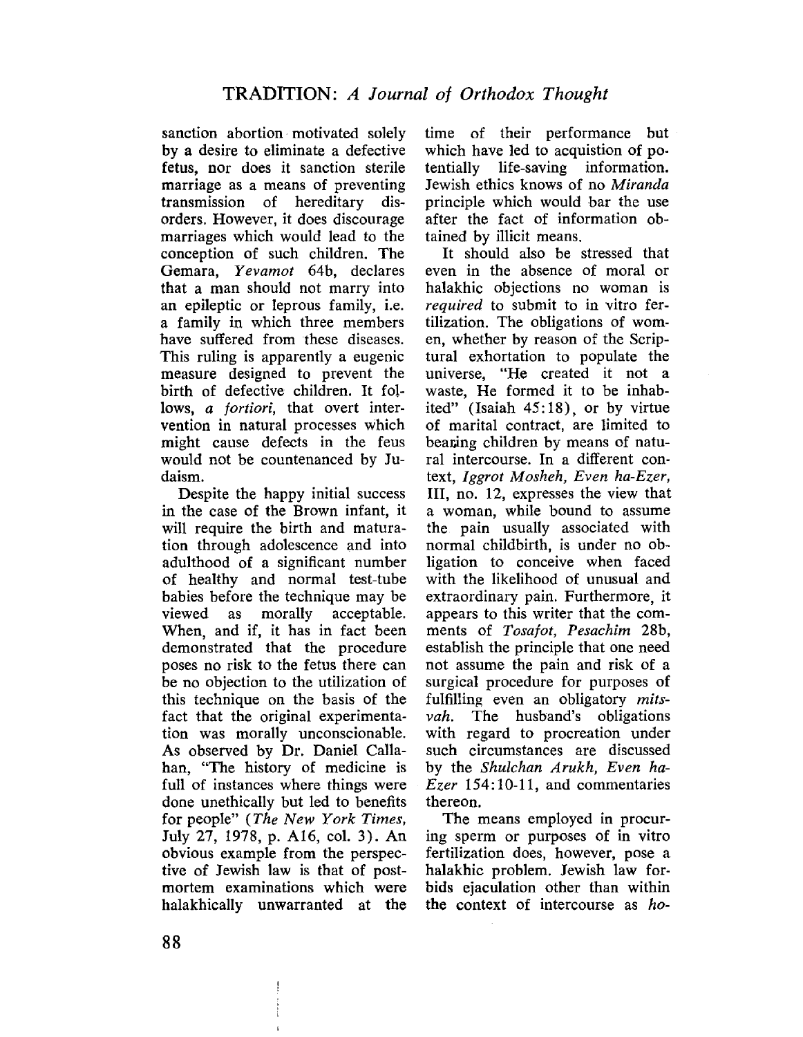sanction abortion motivated solely by a desire to eliminate a defective fetus, nor does it sanction sterile marriage as a means of preventing transmission of hereditary disorders. However, it does discourage marriages which would lead to the conception of such children. The Gemara, *Yevamot* 64b, declares that a man should not marry into an epileptic or leprous family, i.e. a family in which three members have suffered from these diseases. This ruling is apparently a eugenic measure designed to prevent the birth of defective children. It follows, *a fortiori*, that overt intervention in natural processes which might cause defects in the feus would not be countenanced by Judaism.

Despite the happy initial success in the case of the Brown infant, it will require the birth and maturation through adolescence and into adulthood of a significant number of healthy and normal test-tube babies before the technique may be viewed as morally acceptable. When, and if, it has in fact been demonstrated that the procedure poses no risk to the fetus there can be no objection to the utilization of this technique on the basis of the fact that the original experimentation was morally unconscionable. As observed by Dr. Daniel Callahan, "The history of medicine is full of instances where things were done unethically but led to benefits for people" (*The New York Times*, July 27, 1978, p. A16, col. 3). An obvious example from the perspective of Jewish law is that of post-mortem examinations which were halakhically unwarranted at the time of their performance but which have led to acquistion of potentially life-saving information. Jewish ethics knows of no *Miranda* principle which would bar the use after the fact of information obtained by illicit means.

It should also be stressed that even in the absence of moral or halakhic objections no woman is *required* to submit to in vitro fertilization. The obligations of women, whether by reason of the Scriptural exhortation to populate the universe, "He created it not a waste, He formed it to be inhabited" (Isaiah 45:18), or by virtue of marital contract, are limited to bearing children by means of natural intercourse. In a different context, *Iggrot Mosheh, Even ha-Ezer*, III, no. 12, expresses the view that a woman, while bound to assume the pain usually associated with normal childbirth, is under no obligation to conceive when faced with the likelihood of unusual and extraordinary pain. Furthermore, it appears to this writer that the comments of *Tosafot, Pesachim* 28b, establish the principle that one need not assume the pain and risk of a surgical procedure for purposes of fulfilling even an obligatory *mitsvah*. The husband's obligations with regard to procreation under such circumstances are discussed by the *Shulchan Arukh, Even ha-Ezer* 154:10-11, and commentaries thereon.

The means employed in procuring sperm or purposes of in vitro fertilization does, however, pose a halakhic problem. Jewish law forbids ejaculation other than within the context of intercourse as *ho-*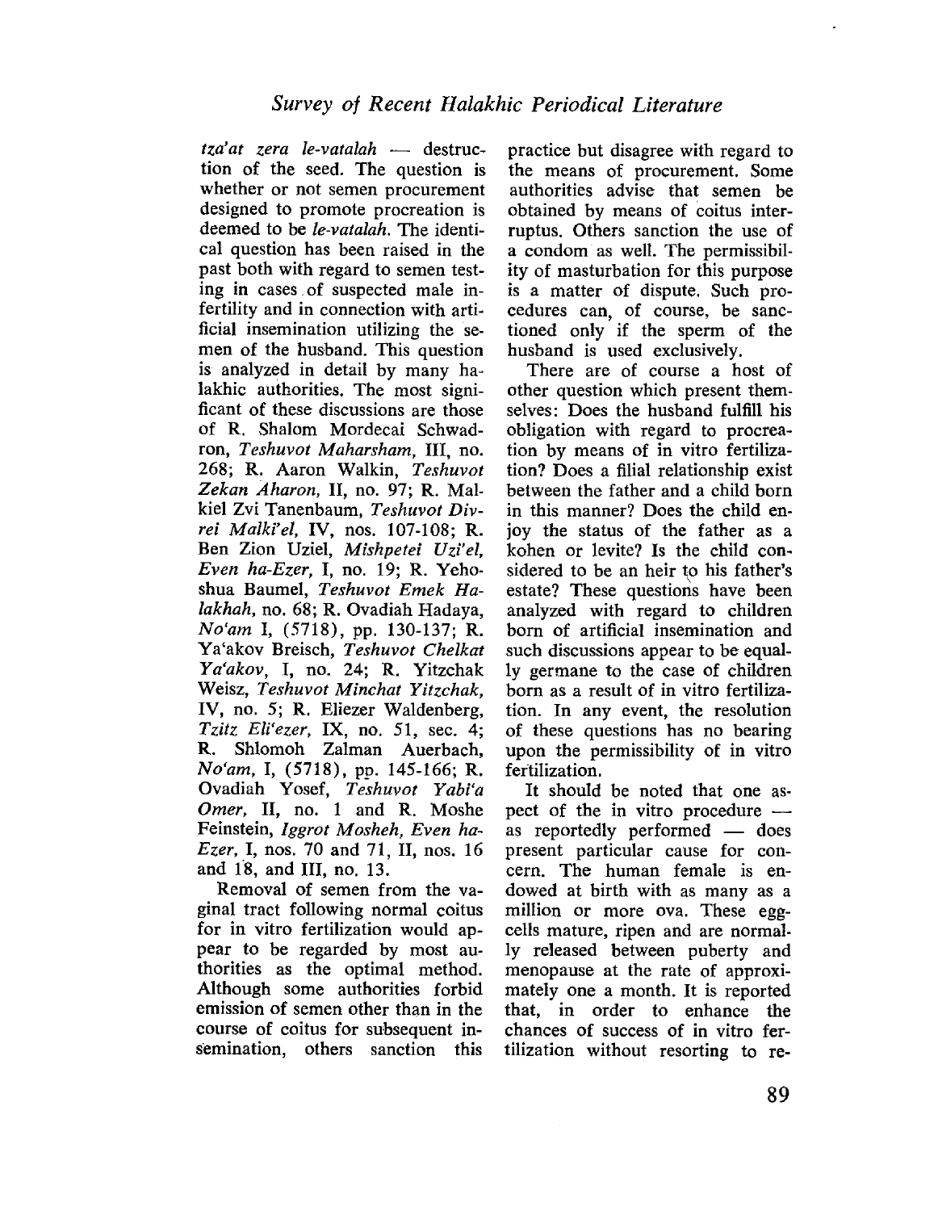*tza'at zera le-vatalah* — destruction of the seed. The question is whether or not semen procurement designed to promote procreation is deemed to be *le-vatalah*. The identical question has been raised in the past both with regard to semen testing in cases of suspected male infertility and in connection with artificial insemination utilizing the semen of the husband. This question is analyzed in detail by many halakhic authorities. The most significant of these discussions are those of R. Shalom Mordecai Schwadron, *Teshuvot Maharsham*, III, no. 268; R. Aaron Walkin, *Teshuvot Zekan Aharon*, II, no. 97; R. Malkiel Zvi Tanenbaum, *Teshuvot Divrei Malki'el*, IV, nos. 107-108; R. Ben Zion Uziel, *Mishpetei Uzi'el, Even ha-Ezer*, I, no. 19; R. Yehoshua Baumel, *Teshuvot Emek Halakhah*, no. 68; R. Ovadiah Hadaya, *No'am* I, (5718), pp. 130-137; R. Ya'akov Breisch, *Teshuvot Chelkat Ya'akov*, I, no. 24; R. Yitzchak Weisz, *Teshuvot Minchat Yitzchak*, IV, no. 5; R. Eliezer Waldenberg, *Tzitz Eli'ezer*, IX, no. 51, sec. 4; R. Shlomoh Zalman Auerbach, *No'am*, I, (5718), pp. 145-166; R. Ovadiah Yosef, *Teshuvot Yabi'a Omer*, II, no. 1 and R. Moshe Feinstein, *Iggrot Mosheh, Even ha-Ezer*, I, nos. 70 and 71, II, nos. 16 and 18, and III, no. 13.

Removal of semen from the vaginal tract following normal coitus for in vitro fertilization would appear to be regarded by most authorities as the optimal method. Although some authorities forbid emission of semen other than in the course of coitus for subsequent insemination, others sanction this practice but disagree with regard to the means of procurement. Some authorities advise that semen be obtained by means of coitus interruptus. Others sanction the use of a condom as well. The permissibility of masturbation for this purpose is a matter of dispute. Such procedures can, of course, be sanctioned only if the sperm of the husband is used exclusively.

There are of course a host of other question which present themselves: Does the husband fulfill his obligation with regard to procreation by means of in vitro fertilization? Does a filial relationship exist between the father and a child born in this manner? Does the child enjoy the status of the father as a kohen or levite? Is the child considered to be an heir to his father's estate? These questions have been analyzed with regard to children born of artificial insemination and such discussions appear to be equally germane to the case of children born as a result of in vitro fertilization. In any event, the resolution of these questions has no bearing upon the permissibility of in vitro fertilization.

It should be noted that one aspect of the in vitro procedure — as reportedly performed — does present particular cause for concern. The human female is endowed at birth with as many as a million or more ova. These egg-cells mature, ripen and are normally released between puberty and menopause at the rate of approximately one a month. It is reported that, in order to enhance the chances of success of in vitro fertilization without resorting to re-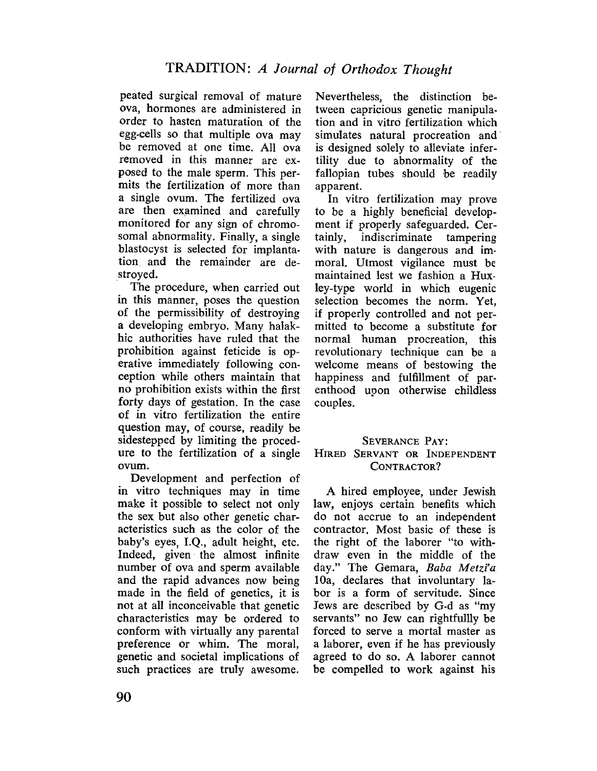peated surgical removal of mature ova, hormones are administered in order to hasten maturation of the egg-cells so that multiple ova may be removed at one time. All ova removed in this manner are exposed to the male sperm. This permits the fertilization of more than a single ovum. The fertilized ova are then examined and carefully monitored for any sign of chromosomal abnormality. Finally, a single blastocyst is selected for implantation and the remainder are destroyed.

The procedure, when carried out in this manner, poses the question of the permissibility of destroying a developing embryo. Many halakhic authorities have ruled that the prohibition against feticide is operative immediately following conception while others maintain that no prohibition exists within the first forty days of gestation. In the case of in vitro fertilization the entire question may, of course, readily be sidestepped by limiting the procedure to the fertilization of a single ovum.

Development and perfection of in vitro techniques may in time make it possible to select not only the sex but also other genetic characteristics such as the color of the baby's eyes, I.Q., adult height, etc. Indeed, given the almost infinite number of ova and sperm available and the rapid advances now being made in the field of genetics, it is not at all inconceivable that genetic characteristics may be ordered to conform with virtually any parental preference or whim. The moral, genetic and societal implications of such practices are truly awesome. Nevertheless, the distinction between capricious genetic manipulation and in vitro fertilization which simulates natural procreation and is designed solely to alleviate infertility due to abnormality of the fallopian tubes should be readily apparent.

In vitro fertilization may prove to be a highly beneficial development if properly safeguarded. Certainly, indiscriminate tampering with nature is dangerous and immoral. Utmost vigilance must be maintained lest we fashion a Huxley-type world in which eugenic selection becomes the norm. Yet, if properly controlled and not permitted to become a substitute for normal human procreation, this revolutionary technique can be a welcome means of bestowing the happiness and fulfillment of parenthood upon otherwise childless couples.

## Severance Pay: Hired Servant or Independent Contractor?

A hired employee, under Jewish law, enjoys certain benefits which do not accrue to an independent contractor. Most basic of these is the right of the laborer "to withdraw even in the middle of the day." The Gemara, *Baba Metzi'a* 10a, declares that involuntary labor is a form of servitude. Since Jews are described by G-d as "my servants" no Jew can rightfullly be forced to serve a mortal master as a laborer, even if he has previously agreed to do so. A laborer cannot be compelled to work against his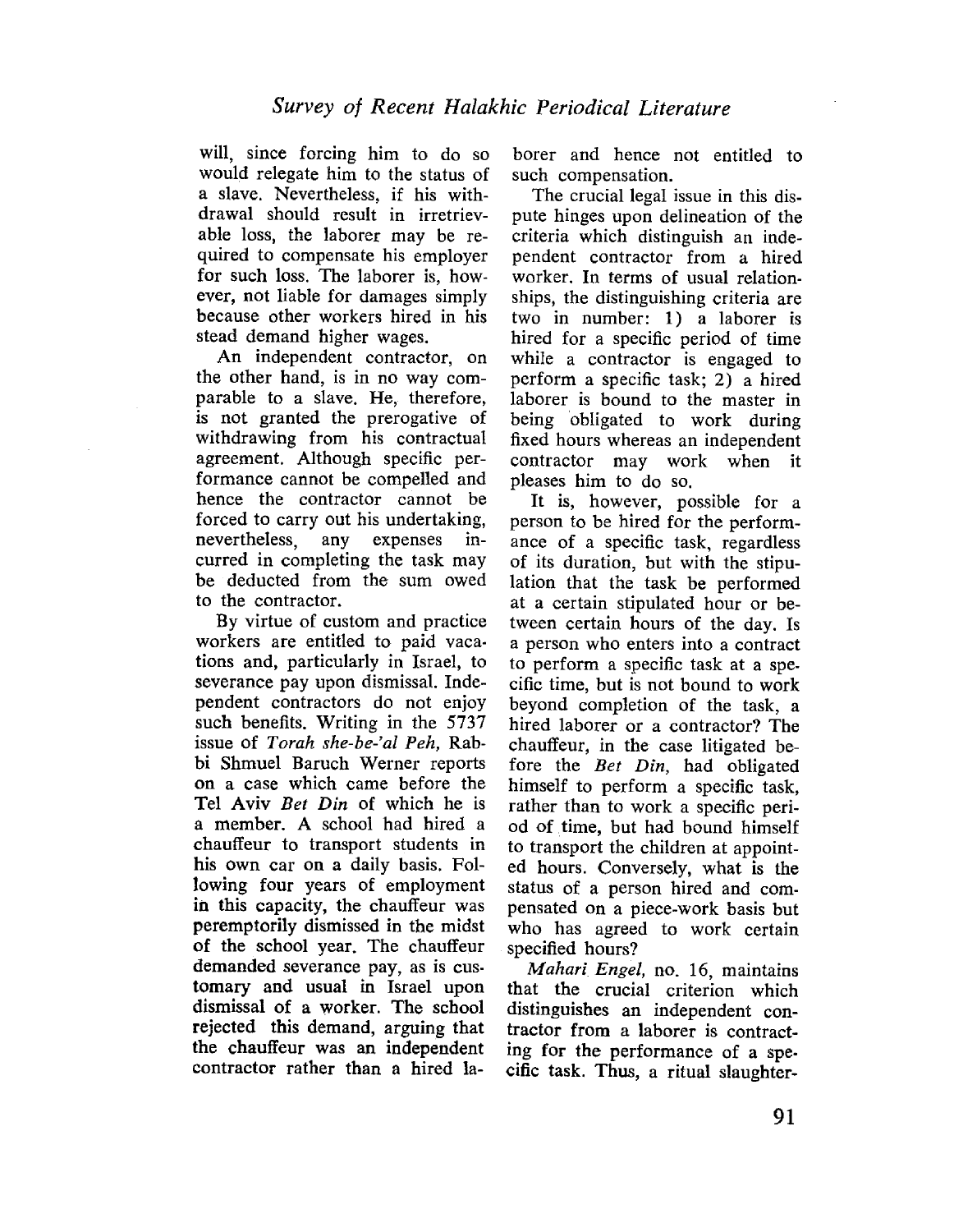will, since forcing him to do so would relegate him to the status of a slave. Nevertheless, if his withdrawal should result in irretrievable loss, the laborer may be required to compensate his employer for such loss. The laborer is, however, not liable for damages simply because other workers hired in his stead demand higher wages.

An independent contractor, on the other hand, is in no way comparable to a slave. He, therefore, is not granted the prerogative of withdrawing from his contractual agreement. Although specific performance cannot be compelled and hence the contractor cannot be forced to carry out his undertaking, nevertheless, any expenses incurred in completing the task may be deducted from the sum owed to the contractor.

By virtue of custom and practice workers are entitled to paid vacations and, particularly in Israel, to severance pay upon dismissal. Independent contractors do not enjoy such benefits. Writing in the 5737 issue of *Torah she-be-'al Peh,* Rabbi Shmuel Baruch Werner reports on a case which came before the Tel Aviv *Bet Din* of which he is a member. A school had hired a chauffeur to transport students in his own car on a daily basis. Following four years of employment in this capacity, the chauffeur was peremptorily dismissed in the midst of the school year. The chauffeur demanded severance pay, as is customary and usual in Israel upon dismissal of a worker. The school rejected this demand, arguing that the chauffeur was an independent contractor rather than a hired laborer and hence not entitled to such compensation.

The crucial legal issue in this dispute hinges upon delineation of the criteria which distinguish an independent contractor from a hired worker. In terms of usual relationships, the distinguishing criteria are two in number: 1) a laborer is hired for a specific period of time while a contractor is engaged to perform a specific task; 2) a hired laborer is bound to the master in being obligated to work during fixed hours whereas an independent contractor may work when it pleases him to do so.

It is, however, possible for a person to be hired for the performance of a specific task, regardless of its duration, but with the stipulation that the task be performed at a certain stipulated hour or between certain hours of the day. Is a person who enters into a contract to perform a specific task at a specific time, but is not bound to work beyond completion of the task, a hired laborer or a contractor? The chauffeur, in the case litigated before the *Bet Din,* had obligated himself to perform a specific task, rather than to work a specific period of time, but had bound himself to transport the children at appointed hours. Conversely, what is the status of a person hired and compensated on a piece-work basis but who has agreed to work certain specified hours?

*Mahari Engel,* no. 16, maintains that the crucial criterion which distinguishes an independent contractor from a laborer is contracting for the performance of a specific task. Thus, a ritual slaughter-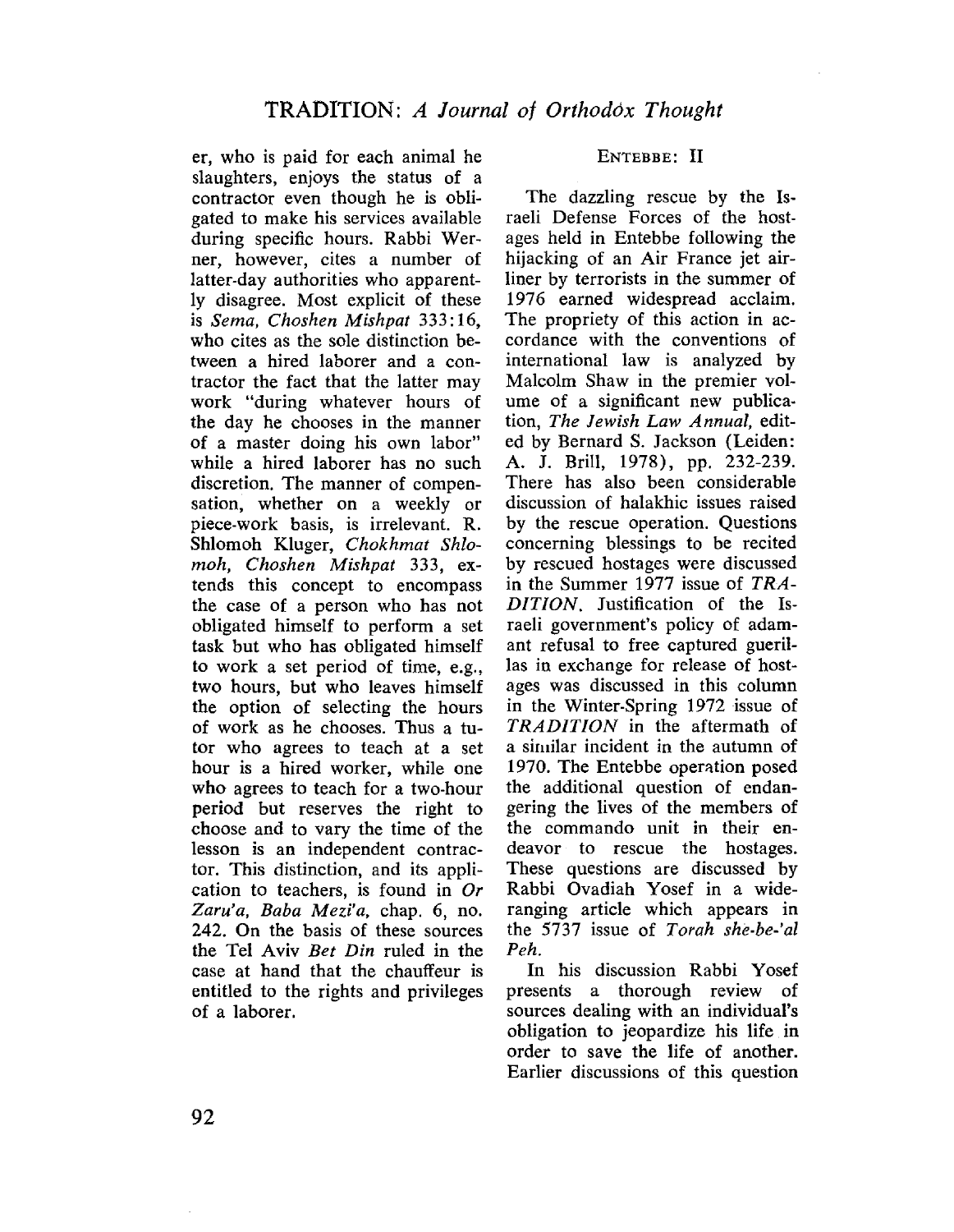er, who is paid for each animal he slaughters, enjoys the status of a contractor even though he is obligated to make his services available during specific hours. Rabbi Werner, however, cites a number of latter-day authorities who apparently disagree. Most explicit of these is *Sema, Choshen Mishpat* 333:16, who cites as the sole distinction between a hired laborer and a contractor the fact that the latter may work "during whatever hours of the day he chooses in the manner of a master doing his own labor" while a hired laborer has no such discretion. The manner of compensation, whether on a weekly or piece-work basis, is irrelevant. R. Shlomoh Kluger, *Chokhmat Shlomoh, Choshen Mishpat* 333, extends this concept to encompass the case of a person who has not obligated himself to perform a set task but who has obligated himself to work a set period of time, e.g., two hours, but who leaves himself the option of selecting the hours of work as he chooses. Thus a tutor who agrees to teach at a set hour is a hired worker, while one who agrees to teach for a two-hour period but reserves the right to choose and to vary the time of the lesson is an independent contractor. This distinction, and its application to teachers, is found in *Or Zaru'a, Baba Mezi'a*, chap. 6, no. 242. On the basis of these sources the Tel Aviv *Bet Din* ruled in the case at hand that the chauffeur is entitled to the rights and privileges of a laborer.

## ENTEBBE: II

The dazzling rescue by the Israeli Defense Forces of the hostages held in Entebbe following the hijacking of an Air France jet airliner by terrorists in the summer of 1976 earned widespread acclaim. The propriety of this action in accordance with the conventions of international law is analyzed by Malcolm Shaw in the premier volume of a significant new publication, *The Jewish Law Annual*, edited by Bernard S. Jackson (Leiden: A. J. Brill, 1978), pp. 232-239. There has also been considerable discussion of halakhic issues raised by the rescue operation. Questions concerning blessings to be recited by rescued hostages were discussed in the Summer 1977 issue of *TRADITION*. Justification of the Israeli government's policy of adamant refusal to free captured guerillas in exchange for release of hostages was discussed in this column in the Winter-Spring 1972 issue of *TRADITION* in the aftermath of a similar incident in the autumn of 1970. The Entebbe operation posed the additional question of endangering the lives of the members of the commando unit in their endeavor to rescue the hostages. These questions are discussed by Rabbi Ovadiah Yosef in a wide-ranging article which appears in the 5737 issue of *Torah she-be-'al Peh*.

In his discussion Rabbi Yosef presents a thorough review of sources dealing with an individual's obligation to jeopardize his life in order to save the life of another. Earlier discussions of this question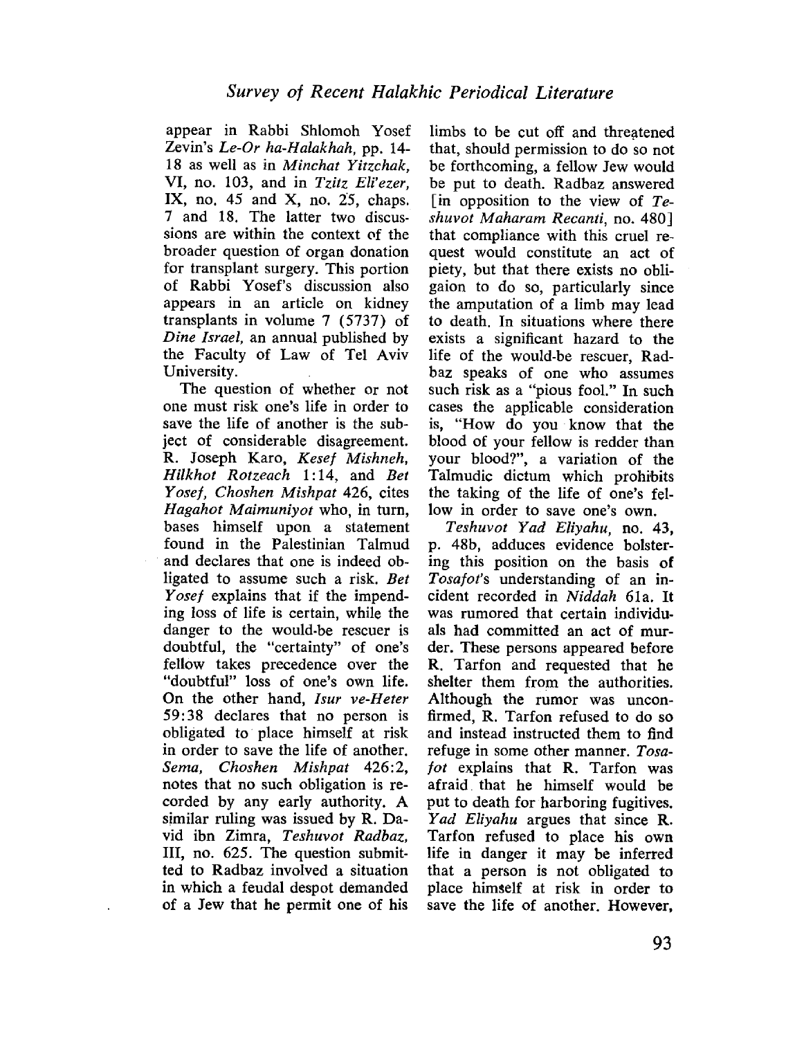appear in Rabbi Shlomoh Yosef Zevin's *Le-Or ha-Halakhah*, pp. 14-18 as well as in *Minchat Yitzchak*, VI, no. 103, and in *Tzitz Eli'ezer*, IX, no. 45 and X, no. 25, chaps. 7 and 18. The latter two discussions are within the context of the broader question of organ donation for transplant surgery. This portion of Rabbi Yosef's discussion also appears in an article on kidney transplants in volume 7 (5737) of *Dine Israel*, an annual published by the Faculty of Law of Tel Aviv University.

The question of whether or not one must risk one's life in order to save the life of another is the subject of considerable disagreement. R. Joseph Karo, *Kesef Mishneh, Hilkhot Rotzeach* 1:14, and *Bet Yosef, Choshen Mishpat* 426, cites *Hagahot Maimuniyot* who, in turn, bases himself upon a statement found in the Palestinian Talmud and declares that one is indeed obligated to assume such a risk. *Bet Yosef* explains that if the impending loss of life is certain, while the danger to the would-be rescuer is doubtful, the "certainty" of one's fellow takes precedence over the "doubtful" loss of one's own life. On the other hand, *Isur ve-Heter* 59:38 declares that no person is obligated to place himself at risk in order to save the life of another. *Sema, Choshen Mishpat* 426:2, notes that no such obligation is recorded by any early authority. A similar ruling was issued by R. David ibn Zimra, *Teshuvot Radbaz*, III, no. 625. The question submitted to Radbaz involved a situation in which a feudal despot demanded of a Jew that he permit one of his limbs to be cut off and threatened that, should permission to do so not be forthcoming, a fellow Jew would be put to death. Radbaz answered [in opposition to the view of *Teshuvot Maharam Recanti*, no. 480] that compliance with this cruel request would constitute an act of piety, but that there exists no obligaion to do so, particularly since the amputation of a limb may lead to death. In situations where there exists a significant hazard to the life of the would-be rescuer, Radbaz speaks of one who assumes such risk as a "pious fool." In such cases the applicable consideration is, "How do you know that the blood of your fellow is redder than your blood?", a variation of the Talmudic dictum which prohibits the taking of the life of one's fellow in order to save one's own.

*Teshuvot Yad Eliyahu*, no. 43, p. 48b, adduces evidence bolstering this position on the basis of *Tosafot*'s understanding of an incident recorded in *Niddah* 61a. It was rumored that certain individuals had committed an act of murder. These persons appeared before R. Tarfon and requested that he shelter them from the authorities. Although the rumor was unconfirmed, R. Tarfon refused to do so and instead instructed them to find refuge in some other manner. *Tosafot* explains that R. Tarfon was afraid that he himself would be put to death for harboring fugitives. *Yad Eliyahu* argues that since R. Tarfon refused to place his own life in danger it may be inferred that a person is not obligated to place himself at risk in order to save the life of another. However,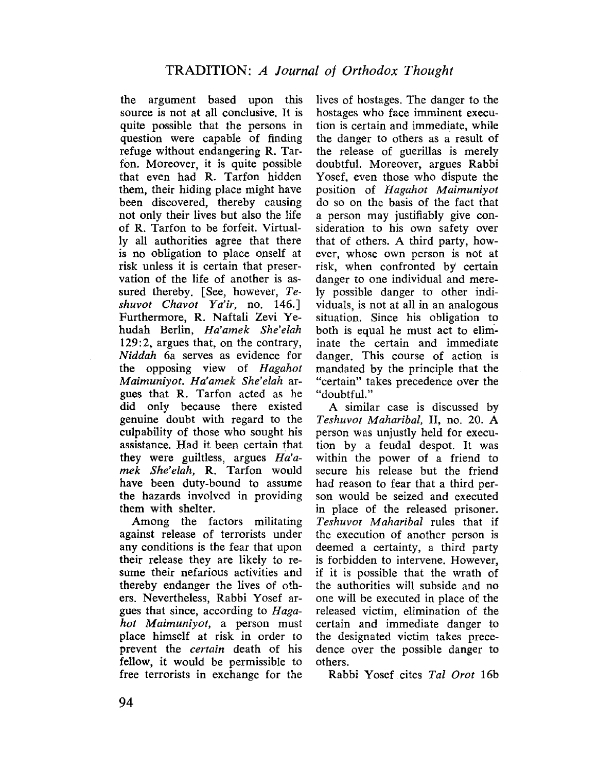the argument based upon this source is not at all conclusive. It is quite possible that the persons in question were capable of finding refuge without endangering R. Tarfon. Moreover, it is quite possible that even had R. Tarfon hidden them, their hiding place might have been discovered, thereby causing not only their lives but also the life of R. Tarfon to be forfeit. Virtually all authorities agree that there is no obligation to place onself at risk unless it is certain that preservation of the life of another is assured thereby. [See, however, *Teshuvot Chavot Ya'ir,* no. 146.] Furthermore, R. Naftali Zevi Yehudah Berlin, *Ha'amek She'elah* 129:2, argues that, on the contrary, *Niddah* 6a serves as evidence for the opposing view of *Hagahot Maimuniyot*. *Ha'amek She'elah* argues that R. Tarfon acted as he did only because there existed genuine doubt with regard to the culpability of those who sought his assistance. Had it been certain that they were guiltless, argues *Ha'amek She'elah,* R. Tarfon would have been duty-bound to assume the hazards involved in providing them with shelter.

Among the factors militating against release of terrorists under any conditions is the fear that upon their release they are likely to resume their nefarious activities and thereby endanger the lives of others. Nevertheless, Rabbi Yosef argues that since, according to *Hagahot Maimuniyot,* a person must place himself at risk in order to prevent the *certain* death of his fellow, it would be permissible to free terrorists in exchange for the lives of hostages. The danger to the hostages who face imminent execution is certain and immediate, while the danger to others as a result of the release of guerillas is merely doubtful. Moreover, argues Rabbi Yosef, even those who dispute the position of *Hagahot Maimuniyot* do so on the basis of the fact that a person may justifiably give consideration to his own safety over that of others. A third party, however, whose own person is not at risk, when confronted by certain danger to one individual and merely possible danger to other individuals, is not at all in an analogous situation. Since his obligation to both is equal he must act to eliminate the certain and immediate danger. This course of action is mandated by the principle that the "certain" takes precedence over the "doubtful."

A similar case is discussed by *Teshuvot Maharibal,* II, no. 20. A person was unjustly held for execution by a feudal despot. It was within the power of a friend to secure his release but the friend had reason to fear that a third person would be seized and executed in place of the released prisoner. *Teshuvot Maharibal* rules that if the execution of another person is deemed a certainty, a third party is forbidden to intervene. However, if it is possible that the wrath of the authorities will subside and no one will be executed in place of the released victim, elimination of the certain and immediate danger to the designated victim takes precedence over the possible danger to others.

Rabbi Yosef cites *Tal Orot* 16b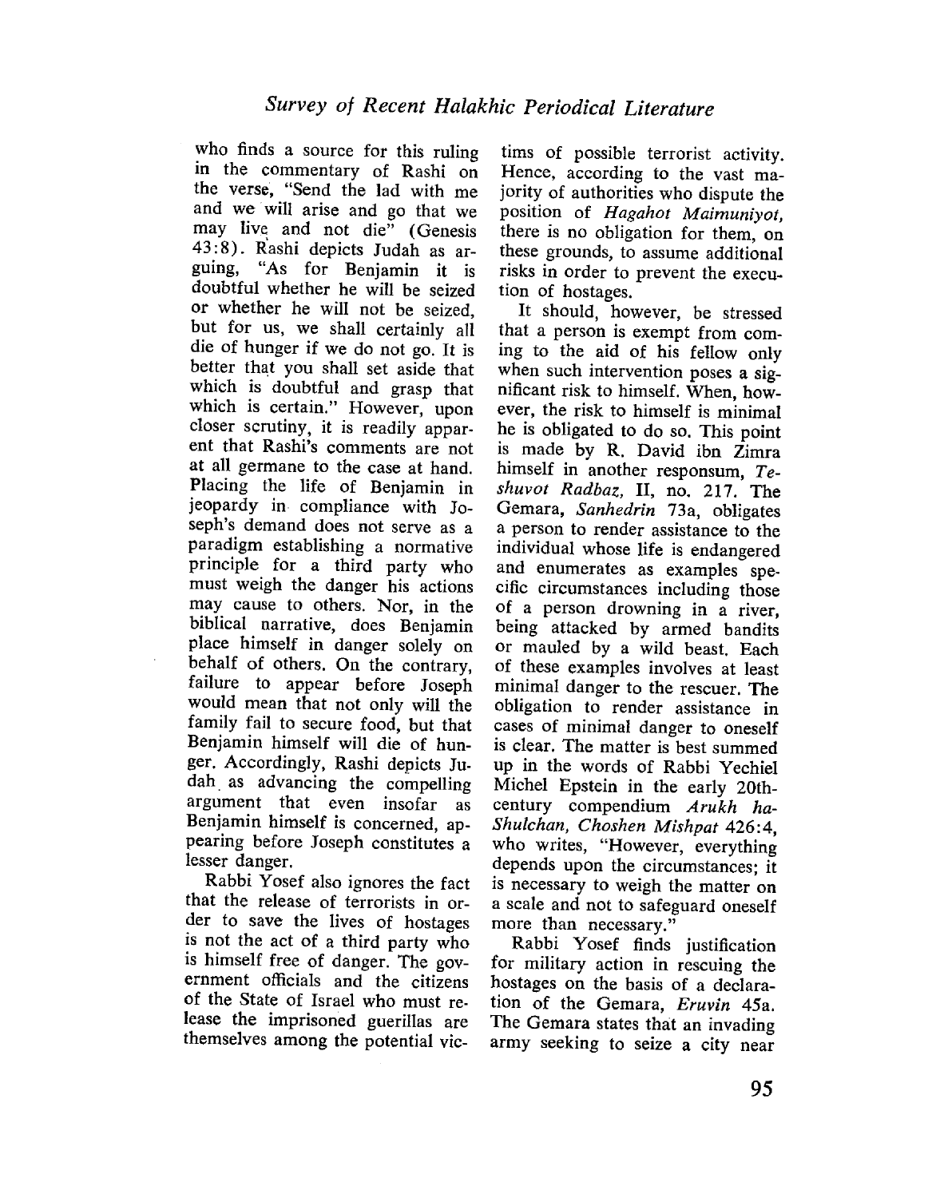who finds a source for this ruling in the commentary of Rashi on the verse, "Send the lad with me and we will arise and go that we may live and not die" (Genesis 43:8). Rashi depicts Judah as arguing, "As for Benjamin it is doubtful whether he will be seized or whether he will not be seized, but for us, we shall certainly all die of hunger if we do not go. It is better that you shall set aside that which is doubtful and grasp that which is certain." However, upon closer scrutiny, it is readily apparent that Rashi's comments are not at all germane to the case at hand. Placing the life of Benjamin in jeopardy in compliance with Joseph's demand does not serve as a paradigm establishing a normative principle for a third party who must weigh the danger his actions may cause to others. Nor, in the biblical narrative, does Benjamin place himself in danger solely on behalf of others. On the contrary, failure to appear before Joseph would mean that not only will the family fail to secure food, but that Benjamin himself will die of hunger. Accordingly, Rashi depicts Judah as advancing the compelling argument that even insofar as Benjamin himself is concerned, appearing before Joseph constitutes a lesser danger.

Rabbi Yosef also ignores the fact that the release of terrorists in order to save the lives of hostages is not the act of a third party who is himself free of danger. The government officials and the citizens of the State of Israel who must release the imprisoned guerillas are themselves among the potential victims of possible terrorist activity. Hence, according to the vast majority of authorities who dispute the position of *Hagahot Maimuniyot*, there is no obligation for them, on these grounds, to assume additional risks in order to prevent the execution of hostages.

It should, however, be stressed that a person is exempt from coming to the aid of his fellow only when such intervention poses a significant risk to himself. When, however, the risk to himself is minimal he is obligated to do so. This point is made by R. David ibn Zimra himself in another responsum, *Teshuvot Radbaz*, II, no. 217. The Gemara, *Sanhedrin* 73a, obligates a person to render assistance to the individual whose life is endangered and enumerates as examples specific circumstances including those of a person drowning in a river, being attacked by armed bandits or mauled by a wild beast. Each of these examples involves at least minimal danger to the rescuer. The obligation to render assistance in cases of minimal danger to oneself is clear. The matter is best summed up in the words of Rabbi Yechiel Michel Epstein in the early 20th-century compendium *Arukh ha-Shulchan, Choshen Mishpat* 426:4, who writes, "However, everything depends upon the circumstances; it is necessary to weigh the matter on a scale and not to safeguard oneself more than necessary."

Rabbi Yosef finds justification for military action in rescuing the hostages on the basis of a declaration of the Gemara, *Eruvin* 45a. The Gemara states that an invading army seeking to seize a city near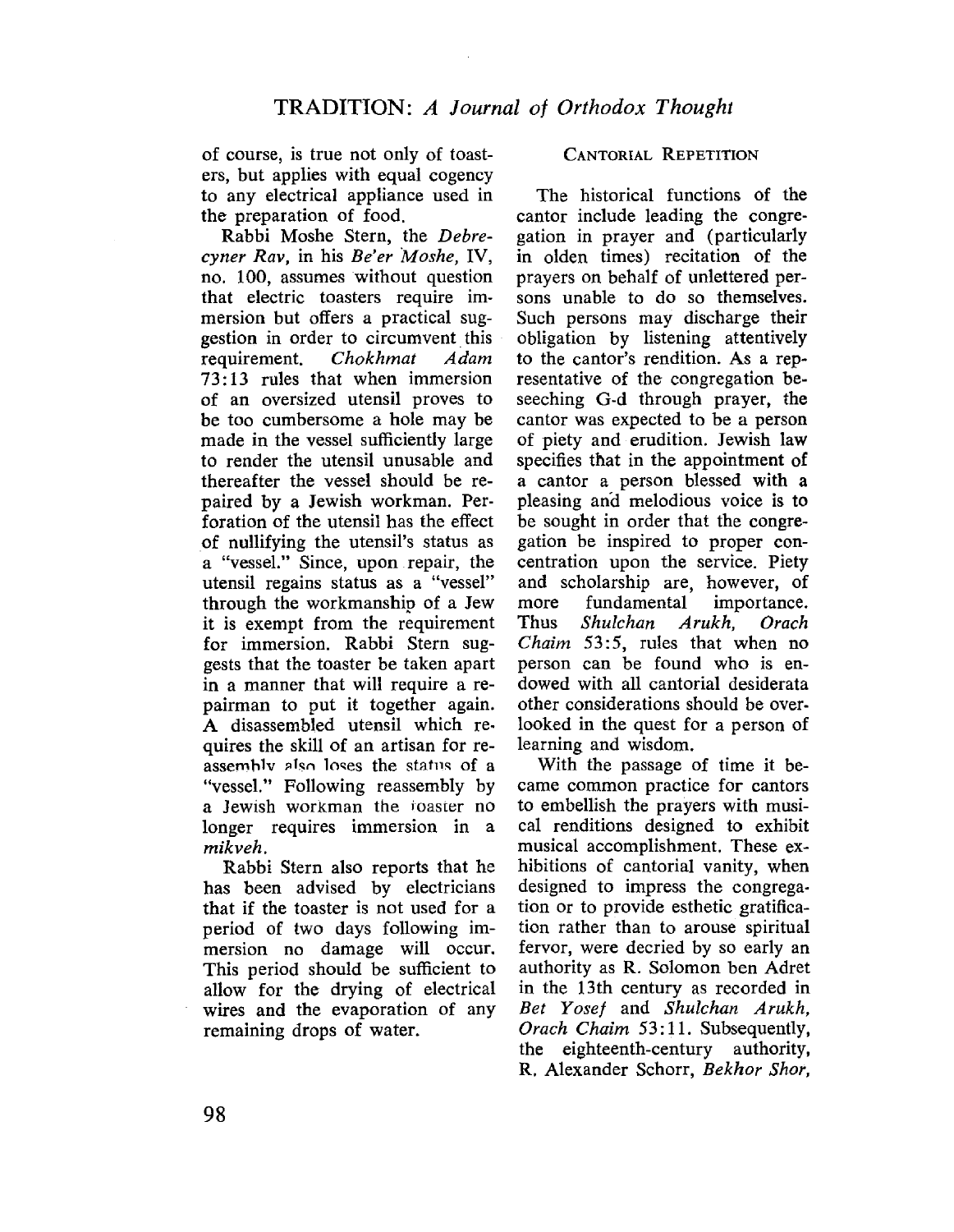of course, is true not only of toasters, but applies with equal cogency to any electrical appliance used in the preparation of food.

Rabbi Moshe Stern, the *Debrecyner Rav*, in his *Be'er Moshe*, IV, no. 100, assumes without question that electric toasters require immersion but offers a practical suggestion in order to circumvent this requirement. *Chokhmat Adam* 73:13 rules that when immersion of an oversized utensil proves to be too cumbersome a hole may be made in the vessel sufficiently large to render the utensil unusable and thereafter the vessel should be repaired by a Jewish workman. Perforation of the utensil has the effect of nullifying the utensil's status as a "vessel." Since, upon repair, the utensil regains status as a "vessel" through the workmanship of a Jew it is exempt from the requirement for immersion. Rabbi Stern suggests that the toaster be taken apart in a manner that will require a repairman to put it together again. A disassembled utensil which requires the skill of an artisan for reassembly also loses the status of a "vessel." Following reassembly by a Jewish workman the toaster no longer requires immersion in a *mikveh*.

Rabbi Stern also reports that he has been advised by electricians that if the toaster is not used for a period of two days following immersion no damage will occur. This period should be sufficient to allow for the drying of electrical wires and the evaporation of any remaining drops of water.

## Cantorial Repetition

The historical functions of the cantor include leading the congregation in prayer and (particularly in olden times) recitation of the prayers on behalf of unlettered persons unable to do so themselves. Such persons may discharge their obligation by listening attentively to the cantor's rendition. As a representative of the congregation beseeching G-d through prayer, the cantor was expected to be a person of piety and erudition. Jewish law specifies that in the appointment of a cantor a person blessed with a pleasing and melodious voice is to be sought in order that the congregation be inspired to proper concentration upon the service. Piety and scholarship are, however, of more fundamental importance. Thus *Shulchan Arukh, Orach Chaim* 53:5, rules that when no person can be found who is endowed with all cantorial desiderata other considerations should be overlooked in the quest for a person of learning and wisdom.

With the passage of time it became common practice for cantors to embellish the prayers with musical renditions designed to exhibit musical accomplishment. These exhibitions of cantorial vanity, when designed to impress the congregation or to provide esthetic gratification rather than to arouse spiritual fervor, were decried by so early an authority as R. Solomon ben Adret in the 13th century as recorded in *Bet Yosef* and *Shulchan Arukh, Orach Chaim* 53:11. Subsequently, the eighteenth-century authority, R. Alexander Schorr, *Bekhor Shor*,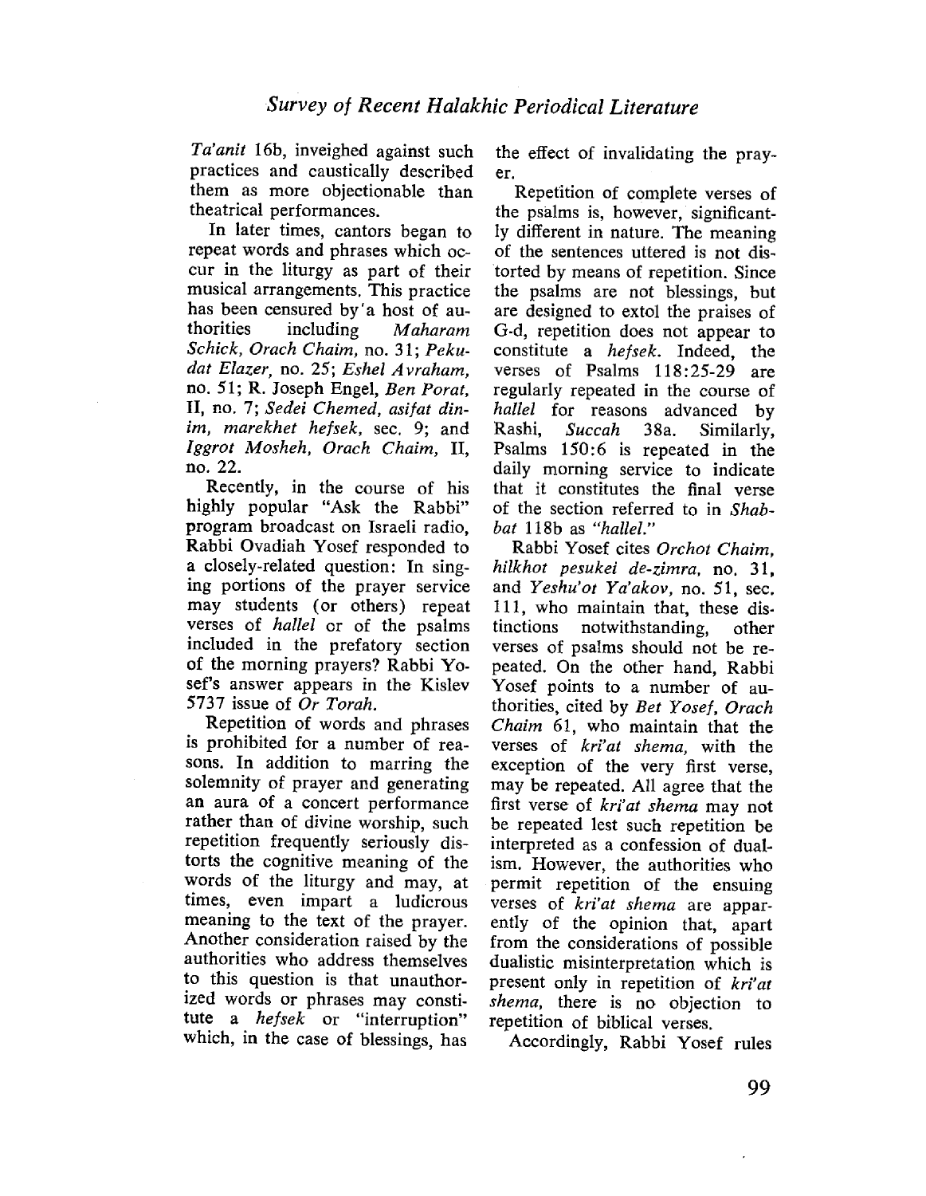*Ta'anit* 16b, inveighed against such practices and caustically described them as more objectionable than theatrical performances.

In later times, cantors began to repeat words and phrases which occur in the liturgy as part of their musical arrangements. This practice has been censured by a host of authorities including *Maharam Schick, Orach Chaim,* no. 31; *Pekudat Elazer,* no. 25; *Eshel Avraham,* no. 51; R. Joseph Engel, *Ben Porat,* II, no. 7; *Sedei Chemed, asifat dinim, marekhet hefsek,* sec. 9; and *Iggrot Mosheh, Orach Chaim,* II, no. 22.

Recently, in the course of his highly popular "Ask the Rabbi" program broadcast on Israeli radio, Rabbi Ovadiah Yosef responded to a closely-related question: In singing portions of the prayer service may students (or others) repeat verses of *hallel* or of the psalms included in the prefatory section of the morning prayers? Rabbi Yosef's answer appears in the Kislev 5737 issue of *Or Torah.*

Repetition of words and phrases is prohibited for a number of reasons. In addition to marring the solemnity of prayer and generating an aura of a concert performance rather than of divine worship, such repetition frequently seriously distorts the cognitive meaning of the words of the liturgy and may, at times, even impart a ludicrous meaning to the text of the prayer. Another consideration raised by the authorities who address themselves to this question is that unauthorized words or phrases may constitute a *hefsek* or "interruption" which, in the case of blessings, has the effect of invalidating the prayer.

Repetition of complete verses of the psalms is, however, significantly different in nature. The meaning of the sentences uttered is not distorted by means of repetition. Since the psalms are not blessings, but are designed to extol the praises of G-d, repetition does not appear to constitute a *hefsek*. Indeed, the verses of Psalms 118:25-29 are regularly repeated in the course of *hallel* for reasons advanced by Rashi, *Succah* 38a. Similarly, Psalms 150:6 is repeated in the daily morning service to indicate that it constitutes the final verse of the section referred to in *Shabbat* 118b as *"hallel."*

Rabbi Yosef cites *Orchot Chaim, hilkhot pesukei de-zimra,* no. 31, and *Yeshu'ot Ya'akov,* no. 51, sec. 111, who maintain that, these distinctions notwithstanding, other verses of psalms should not be repeated. On the other hand, Rabbi Yosef points to a number of authorities, cited by *Bet Yosef, Orach Chaim* 61, who maintain that the verses of *kri'at shema,* with the exception of the very first verse, may be repeated. All agree that the first verse of *kri'at shema* may not be repeated lest such repetition be interpreted as a confession of dualism. However, the authorities who permit repetition of the ensuing verses of *kri'at shema* are apparently of the opinion that, apart from the considerations of possible dualistic misinterpretation which is present only in repetition of *kri'at shema,* there is no objection to repetition of biblical verses.

Accordingly, Rabbi Yosef rules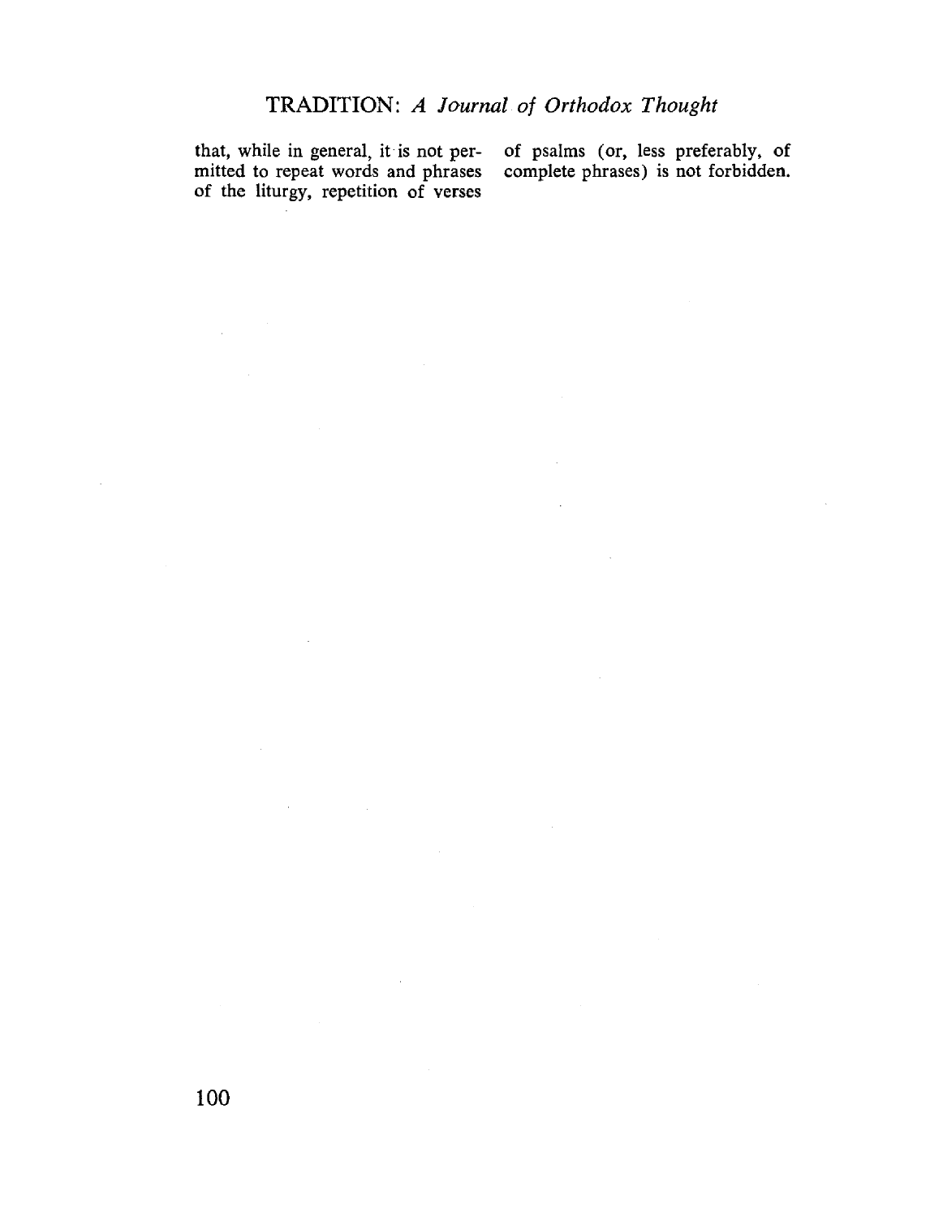that, while in general, it is not permitted to repeat words and phrases of the liturgy, repetition of verses of psalms (or, less preferably, of complete phrases) is not forbidden.